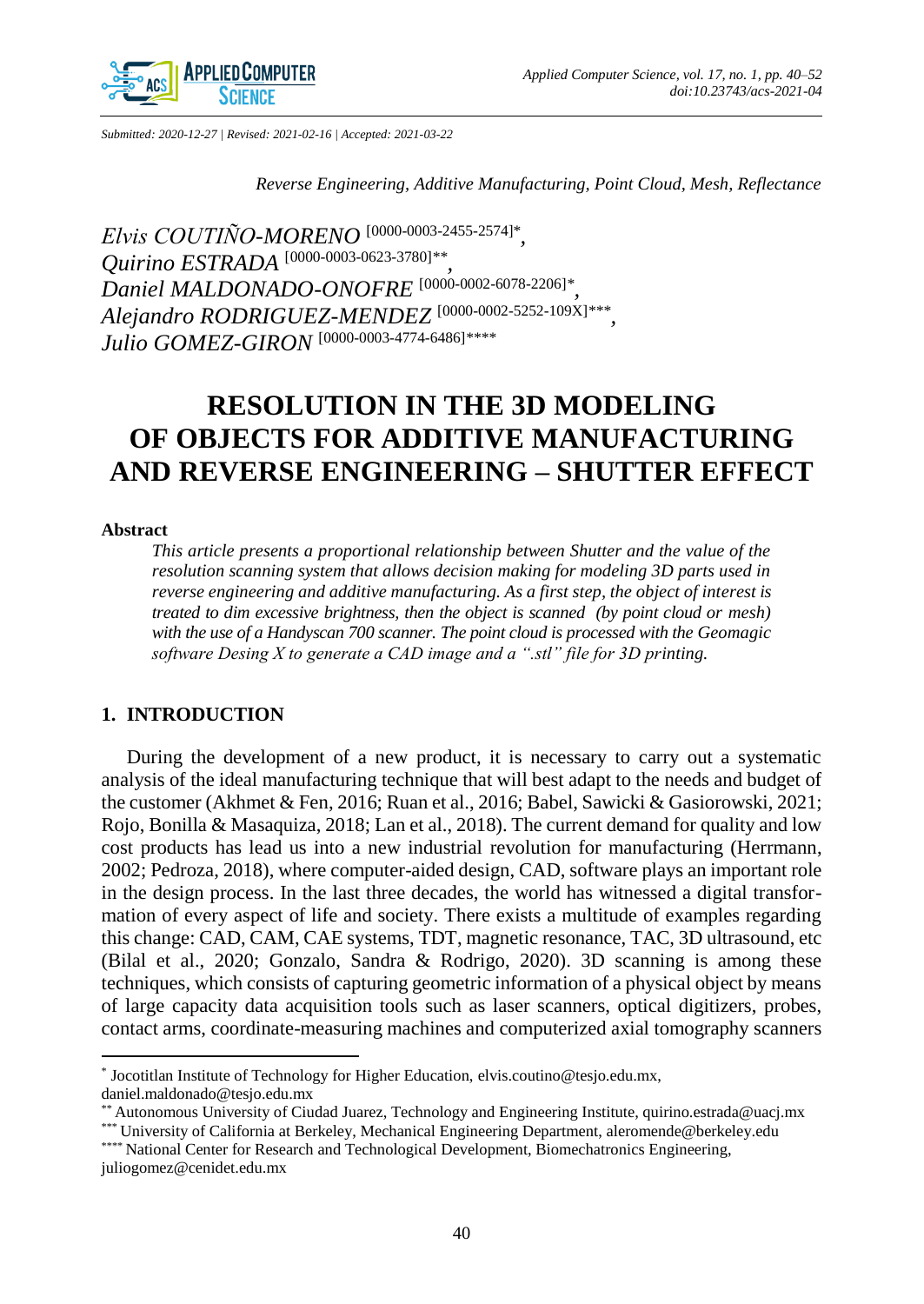Submitted: 2020-12-27 | Revised: 2021-02-16 | Accepted: 2021-03-22

*Reverse Engineering, Additive Manufacturing, Point Cloud, Mesh, Reflectance*

*Elvis COUTIÑO-MORENO* [0000-0003-2455-2574]*,
*Quirino ESTRADA* [0000-0003-0623-3780]**,
*Daniel MALDONADO-ONOFRE* [0000-0002-6078-2206]*,
*Alejandro RODRIGUEZ-MENDEZ* [0000-0002-5252-109X]***,
*Julio GOMEZ-GIRON* [0000-0003-4774-6486]****

# RESOLUTION IN THE 3D MODELING OF OBJECTS FOR ADDITIVE MANUFACTURING AND REVERSE ENGINEERING – SHUTTER EFFECT

### Abstract

*This article presents a proportional relationship between Shutter and the value of the resolution scanning system that allows decision making for modeling 3D parts used in reverse engineering and additive manufacturing. As a first step, the object of interest is treated to dim excessive brightness, then the object is scanned (by point cloud or mesh) with the use of a Handyscan 700 scanner. The point cloud is processed with the Geomagic software Desing X to generate a CAD image and a ".stl" file for 3D printing.*

## 1. INTRODUCTION

During the development of a new product, it is necessary to carry out a systematic analysis of the ideal manufacturing technique that will best adapt to the needs and budget of the customer (Akhmet & Fen, 2016; Ruan et al., 2016; Babel, Sawicki & Gasiorowski, 2021; Rojo, Bonilla & Masaquiza, 2018; Lan et al., 2018). The current demand for quality and low cost products has lead us into a new industrial revolution for manufacturing (Herrmann, 2002; Pedroza, 2018), where computer-aided design, CAD, software plays an important role in the design process. In the last three decades, the world has witnessed a digital transformation of every aspect of life and society. There exists a multitude of examples regarding this change: CAD, CAM, CAE systems, TDT, magnetic resonance, TAC, 3D ultrasound, etc (Bilal et al., 2020; Gonzalo, Sandra & Rodrigo, 2020). 3D scanning is among these techniques, which consists of capturing geometric information of a physical object by means of large capacity data acquisition tools such as laser scanners, optical digitizers, probes, contact arms, coordinate-measuring machines and computerized axial tomography scanners

---

\* Jocotitlan Institute of Technology for Higher Education, elvis.coutino@tesjo.edu.mx, daniel.maldonado@tesjo.edu.mx

\*\* Autonomous University of Ciudad Juarez, Technology and Engineering Institute, quirino.estrada@uacj.mx

\*\*\* University of California at Berkeley, Mechanical Engineering Department, aleromende@berkeley.edu

\*\*\*\* National Center for Research and Technological Development, Biomechatronics Engineering, juliogomez@cenidet.edu.mx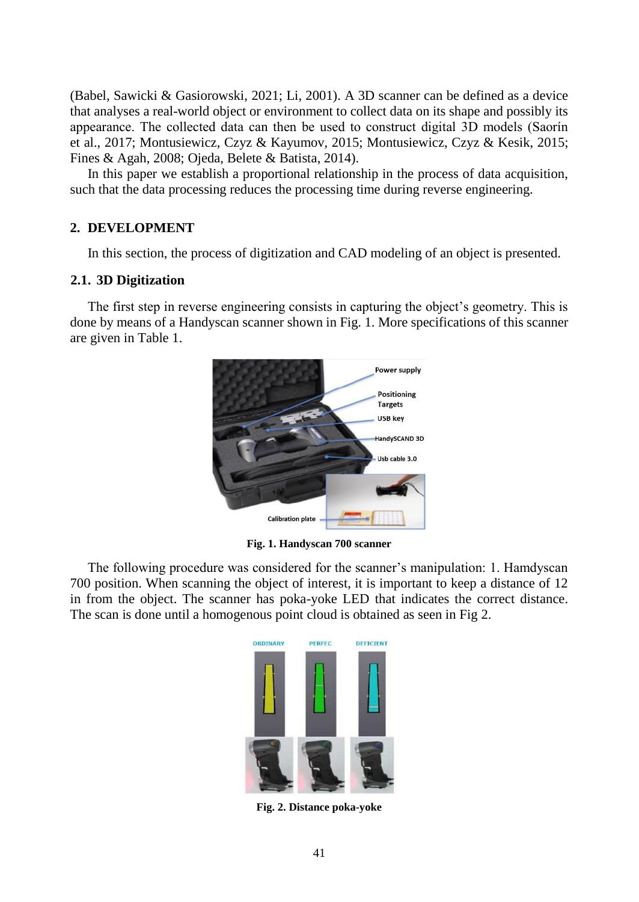(Babel, Sawicki & Gasiorowski, 2021; Li, 2001). A 3D scanner can be defined as a device that analyses a real-world object or environment to collect data on its shape and possibly its appearance. The collected data can then be used to construct digital 3D models (Saorín et al., 2017; Montusiewicz, Czyz & Kayumov, 2015; Montusiewicz, Czyz & Kesik, 2015; Fines & Agah, 2008; Ojeda, Belete & Batista, 2014).

In this paper we establish a proportional relationship in the process of data acquisition, such that the data processing reduces the processing time during reverse engineering.

## 2. DEVELOPMENT

In this section, the process of digitization and CAD modeling of an object is presented.

### 2.1. 3D Digitization

The first step in reverse engineering consists in capturing the object's geometry. This is done by means of a Handyscan scanner shown in Fig. 1. More specifications of this scanner are given in Table 1.

**Fig. 1. Handyscan 700 scanner**

The following procedure was considered for the scanner's manipulation: 1. Hamdyscan 700 position. When scanning the object of interest, it is important to keep a distance of 12 in from the object. The scanner has poka-yoke LED that indicates the correct distance. The scan is done until a homogenous point cloud is obtained as seen in Fig 2.

**Fig. 2. Distance poka-yoke**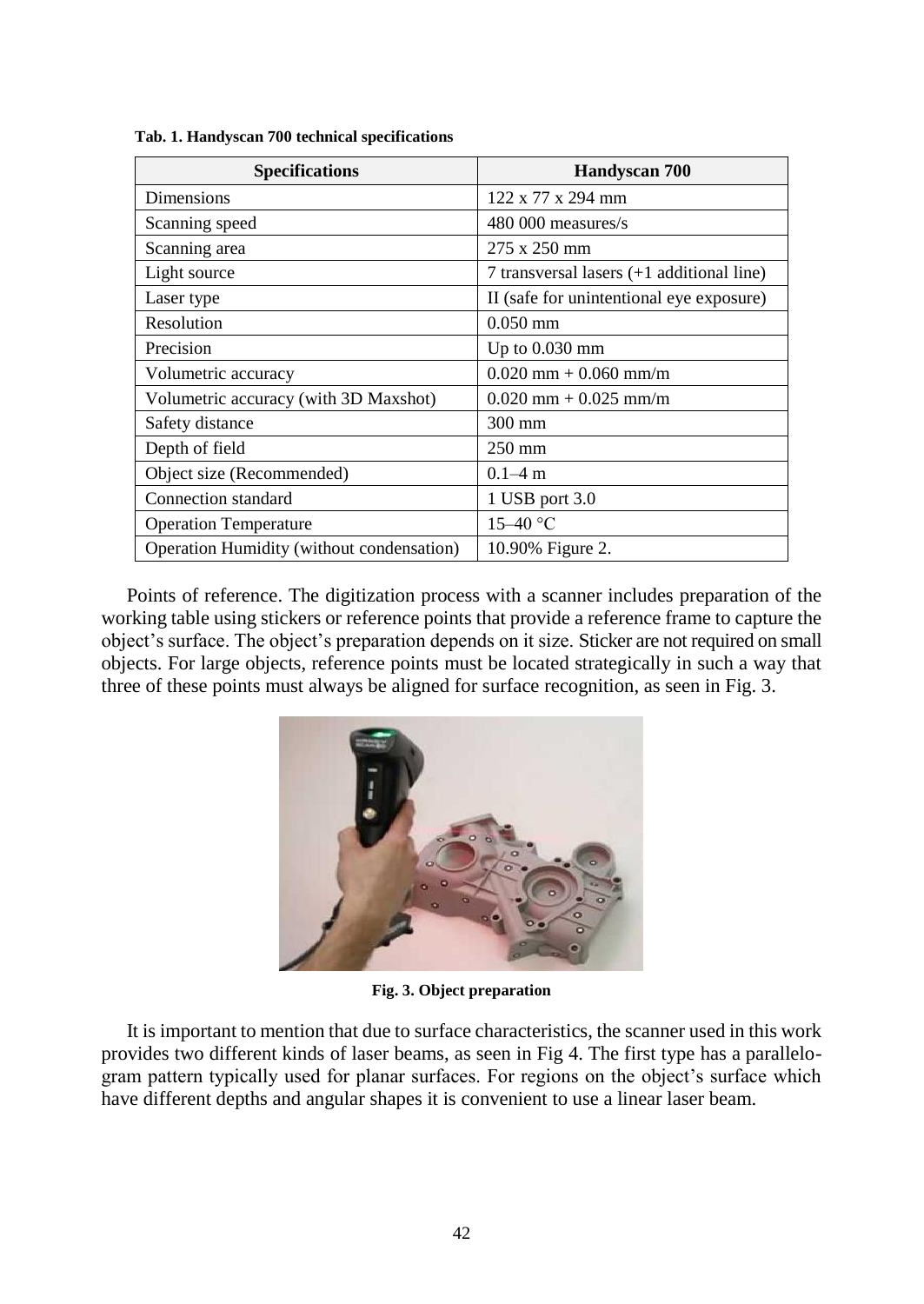**Tab. 1. Handyscan 700 technical specifications**

| Specifications | Handyscan 700 |
|---|---|
| Dimensions | 122 x 77 x 294 mm |
| Scanning speed | 480 000 measures/s |
| Scanning area | 275 x 250 mm |
| Light source | 7 transversal lasers (+1 additional line) |
| Laser type | II (safe for unintentional eye exposure) |
| Resolution | 0.050 mm |
| Precision | Up to 0.030 mm |
| Volumetric accuracy | 0.020 mm + 0.060 mm/m |
| Volumetric accuracy (with 3D Maxshot) | 0.020 mm + 0.025 mm/m |
| Safety distance | 300 mm |
| Depth of field | 250 mm |
| Object size (Recommended) | 0.1–4 m |
| Connection standard | 1 USB port 3.0 |
| Operation Temperature | 15–40 °C |
| Operation Humidity (without condensation) | 10.90% Figure 2. |

Points of reference. The digitization process with a scanner includes preparation of the working table using stickers or reference points that provide a reference frame to capture the object's surface. The object's preparation depends on it size. Sticker are not required on small objects. For large objects, reference points must be located strategically in such a way that three of these points must always be aligned for surface recognition, as seen in Fig. 3.

**Fig. 3. Object preparation**

It is important to mention that due to surface characteristics, the scanner used in this work provides two different kinds of laser beams, as seen in Fig 4. The first type has a parallelogram pattern typically used for planar surfaces. For regions on the object's surface which have different depths and angular shapes it is convenient to use a linear laser beam.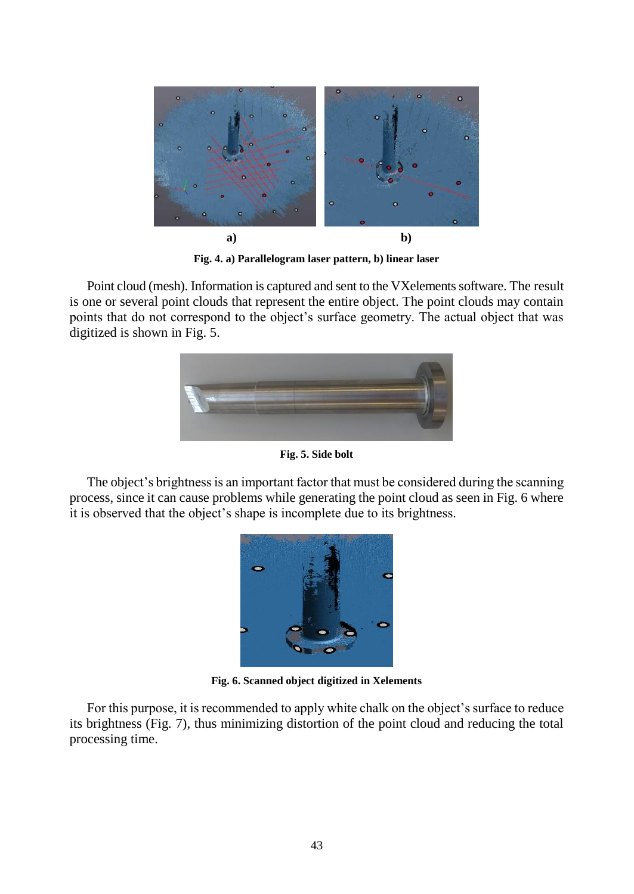a) b)

**Fig. 4. a) Parallelogram laser pattern, b) linear laser**

Point cloud (mesh). Information is captured and sent to the VXelements software. The result is one or several point clouds that represent the entire object. The point clouds may contain points that do not correspond to the object's surface geometry. The actual object that was digitized is shown in Fig. 5.

**Fig. 5. Side bolt**

The object's brightness is an important factor that must be considered during the scanning process, since it can cause problems while generating the point cloud as seen in Fig. 6 where it is observed that the object's shape is incomplete due to its brightness.

**Fig. 6. Scanned object digitized in Xelements**

For this purpose, it is recommended to apply white chalk on the object's surface to reduce its brightness (Fig. 7), thus minimizing distortion of the point cloud and reducing the total processing time.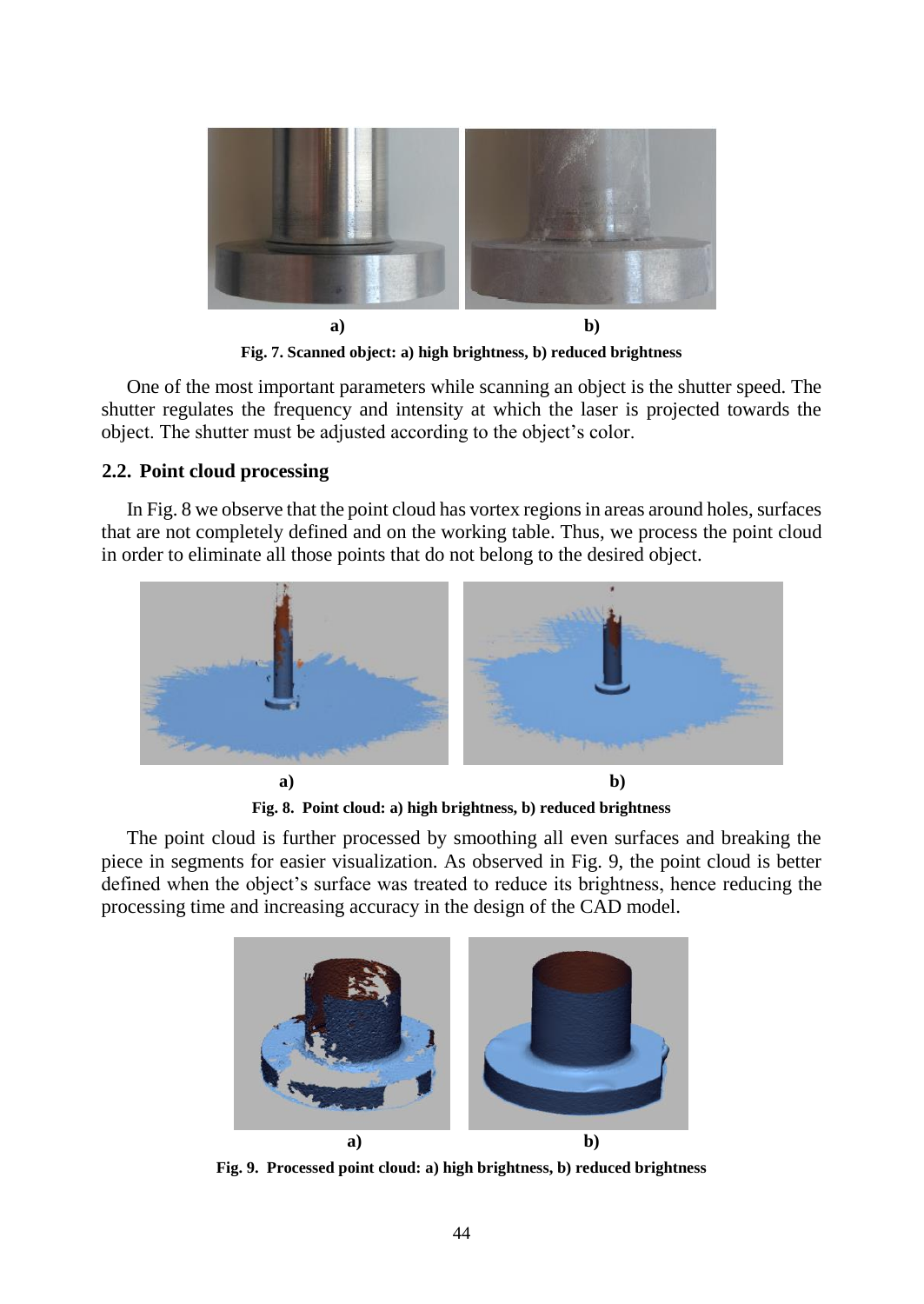a) b)

**Fig. 7. Scanned object: a) high brightness, b) reduced brightness**

One of the most important parameters while scanning an object is the shutter speed. The shutter regulates the frequency and intensity at which the laser is projected towards the object. The shutter must be adjusted according to the object's color.

### 2.2. Point cloud processing

In Fig. 8 we observe that the point cloud has vortex regions in areas around holes, surfaces that are not completely defined and on the working table. Thus, we process the point cloud in order to eliminate all those points that do not belong to the desired object.

a) b)

**Fig. 8. Point cloud: a) high brightness, b) reduced brightness**

The point cloud is further processed by smoothing all even surfaces and breaking the piece in segments for easier visualization. As observed in Fig. 9, the point cloud is better defined when the object's surface was treated to reduce its brightness, hence reducing the processing time and increasing accuracy in the design of the CAD model.

a) b)

**Fig. 9. Processed point cloud: a) high brightness, b) reduced brightness**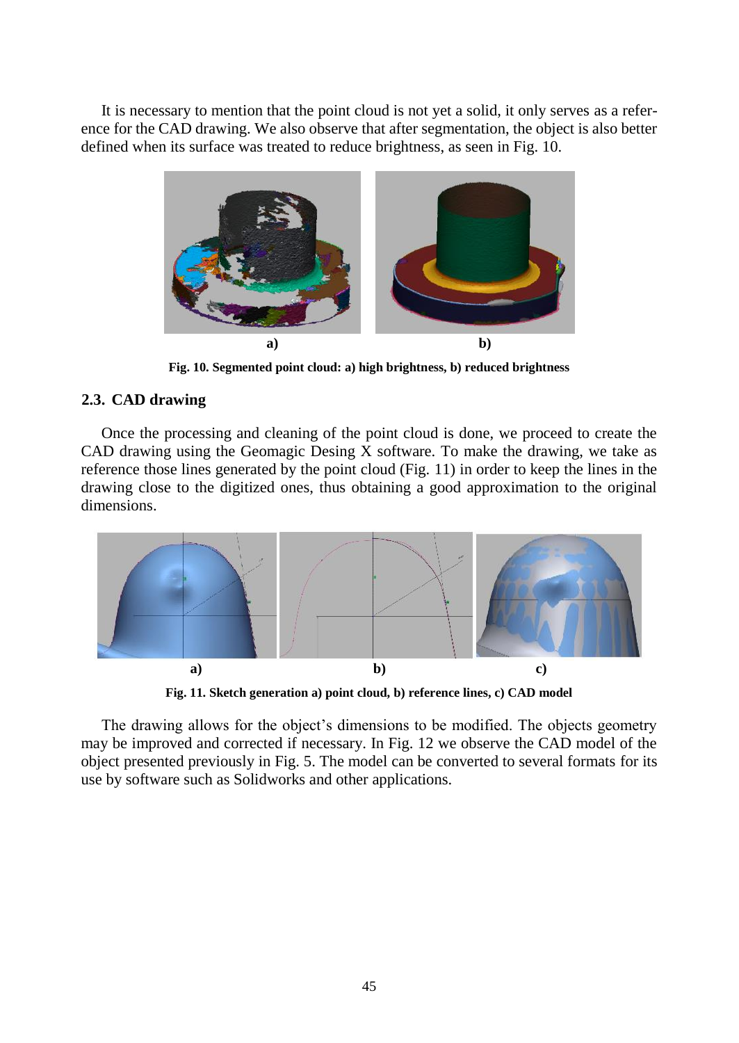It is necessary to mention that the point cloud is not yet a solid, it only serves as a reference for the CAD drawing. We also observe that after segmentation, the object is also better defined when its surface was treated to reduce brightness, as seen in Fig. 10.

**Fig. 10. Segmented point cloud: a) high brightness, b) reduced brightness**

## 2.3. CAD drawing

Once the processing and cleaning of the point cloud is done, we proceed to create the CAD drawing using the Geomagic Desing X software. To make the drawing, we take as reference those lines generated by the point cloud (Fig. 11) in order to keep the lines in the drawing close to the digitized ones, thus obtaining a good approximation to the original dimensions.

**Fig. 11. Sketch generation a) point cloud, b) reference lines, c) CAD model**

The drawing allows for the object's dimensions to be modified. The objects geometry may be improved and corrected if necessary. In Fig. 12 we observe the CAD model of the object presented previously in Fig. 5. The model can be converted to several formats for its use by software such as Solidworks and other applications.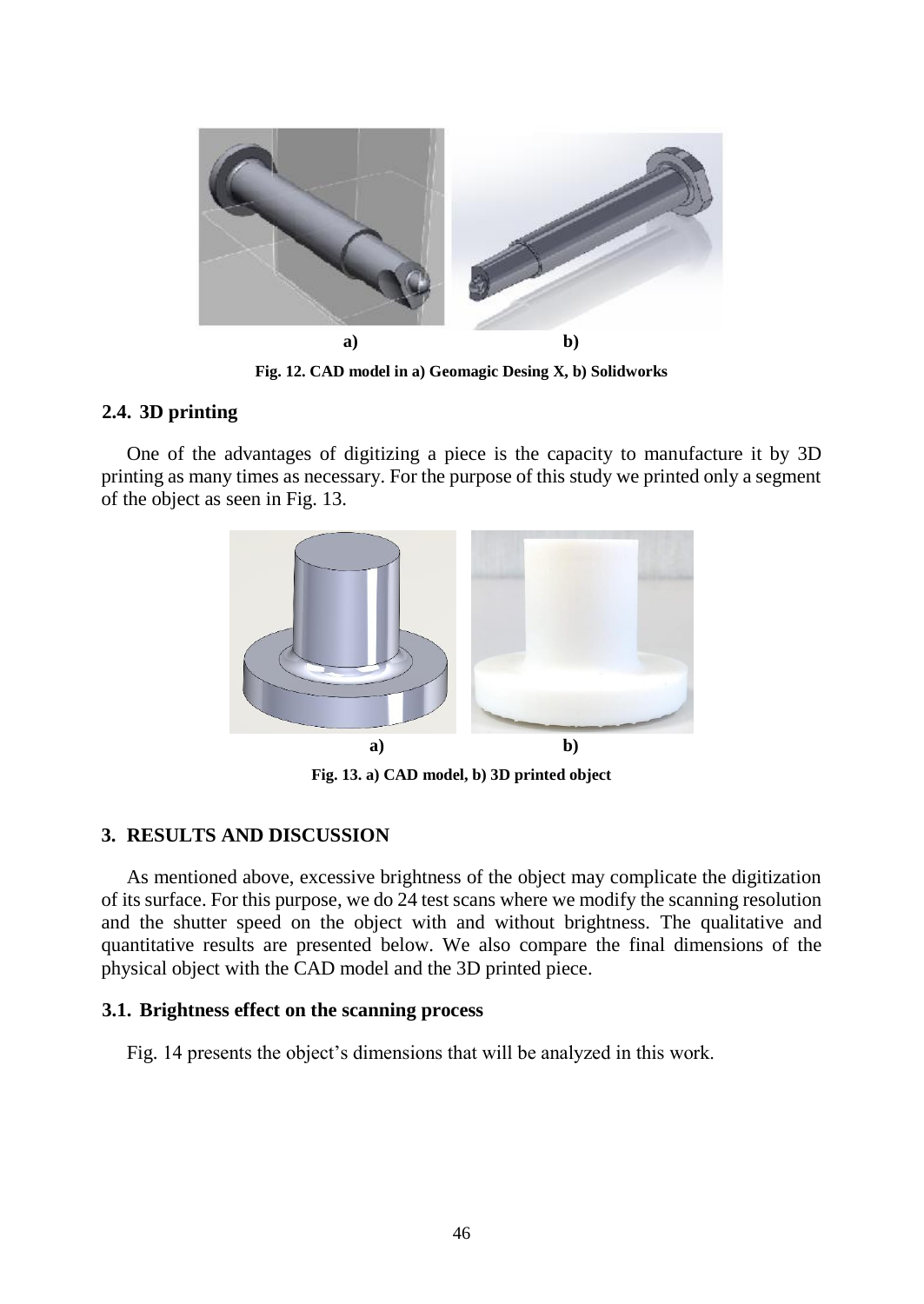a) b)

**Fig. 12. CAD model in a) Geomagic Desing X, b) Solidworks**

## 2.4. 3D printing

One of the advantages of digitizing a piece is the capacity to manufacture it by 3D printing as many times as necessary. For the purpose of this study we printed only a segment of the object as seen in Fig. 13.

a) b)

**Fig. 13. a) CAD model, b) 3D printed object**

# 3. RESULTS AND DISCUSSION

As mentioned above, excessive brightness of the object may complicate the digitization of its surface. For this purpose, we do 24 test scans where we modify the scanning resolution and the shutter speed on the object with and without brightness. The qualitative and quantitative results are presented below. We also compare the final dimensions of the physical object with the CAD model and the 3D printed piece.

## 3.1. Brightness effect on the scanning process

Fig. 14 presents the object's dimensions that will be analyzed in this work.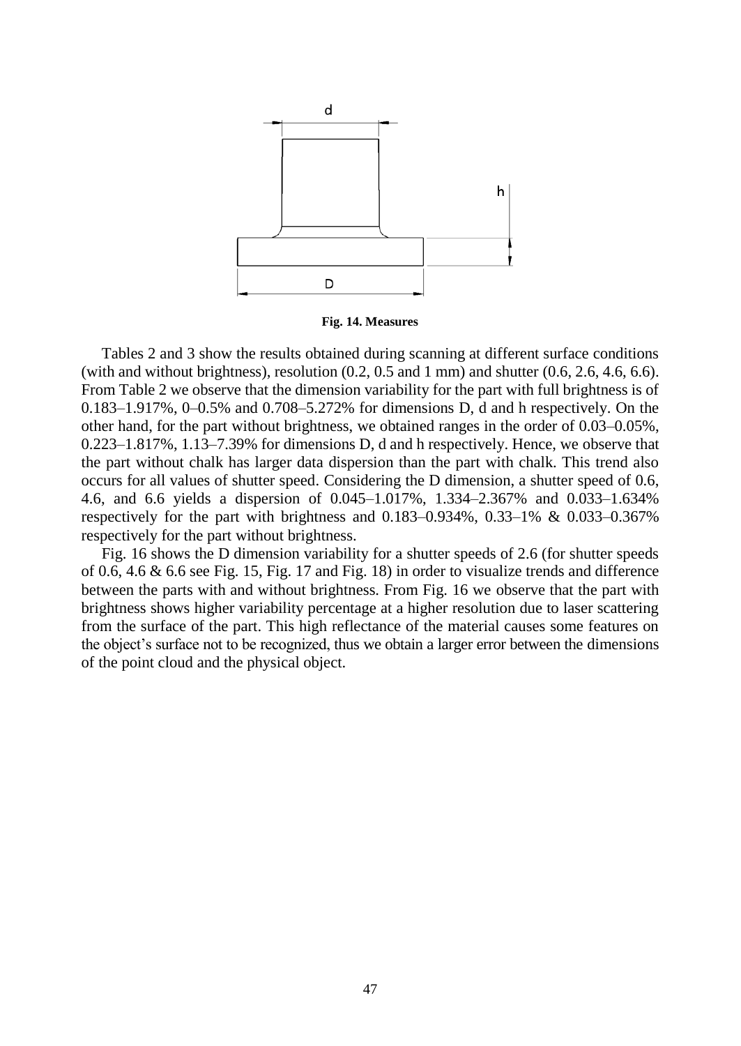**Fig. 14. Measures**

Tables 2 and 3 show the results obtained during scanning at different surface conditions (with and without brightness), resolution (0.2, 0.5 and 1 mm) and shutter (0.6, 2.6, 4.6, 6.6). From Table 2 we observe that the dimension variability for the part with full brightness is of 0.183–1.917%, 0–0.5% and 0.708–5.272% for dimensions D, d and h respectively. On the other hand, for the part without brightness, we obtained ranges in the order of 0.03–0.05%, 0.223–1.817%, 1.13–7.39% for dimensions D, d and h respectively. Hence, we observe that the part without chalk has larger data dispersion than the part with chalk. This trend also occurs for all values of shutter speed. Considering the D dimension, a shutter speed of 0.6, 4.6, and 6.6 yields a dispersion of 0.045–1.017%, 1.334–2.367% and 0.033–1.634% respectively for the part with brightness and 0.183–0.934%, 0.33–1% & 0.033–0.367% respectively for the part without brightness.

Fig. 16 shows the D dimension variability for a shutter speeds of 2.6 (for shutter speeds of 0.6, 4.6 & 6.6 see Fig. 15, Fig. 17 and Fig. 18) in order to visualize trends and difference between the parts with and without brightness. From Fig. 16 we observe that the part with brightness shows higher variability percentage at a higher resolution due to laser scattering from the surface of the part. This high reflectance of the material causes some features on the object's surface not to be recognized, thus we obtain a larger error between the dimensions of the point cloud and the physical object.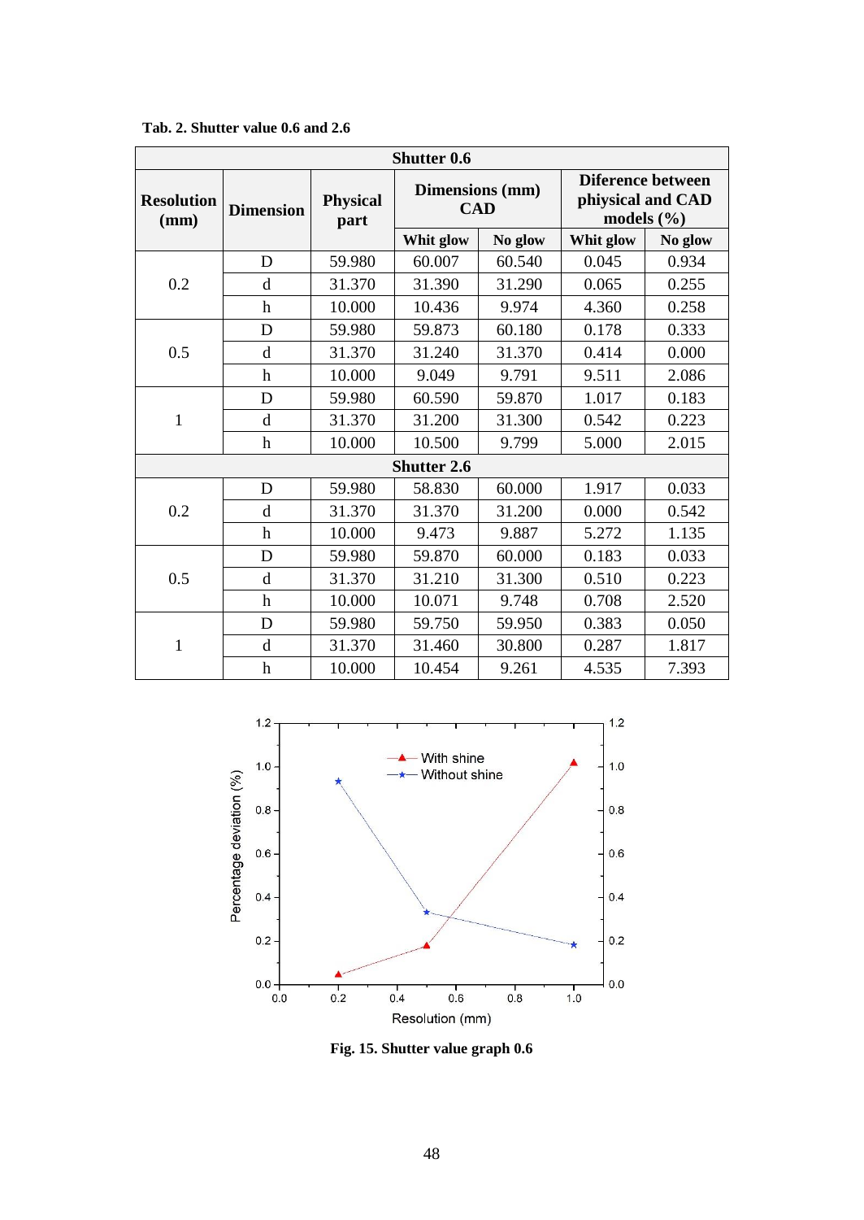**Tab. 2. Shutter value 0.6 and 2.6**

| Resolution (mm) | Dimension | Physical part | Dimensions (mm) CAD | | Diference between phiysical and CAD models (%) | |
|---|---|---|---|---|---|---|
| | | | Whit glow | No glow | Whit glow | No glow |
| **Shutter 0.6** | | | | | | |
| 0.2 | D | 59.980 | 60.007 | 60.540 | 0.045 | 0.934 |
| | d | 31.370 | 31.390 | 31.290 | 0.065 | 0.255 |
| | h | 10.000 | 10.436 | 9.974 | 4.360 | 0.258 |
| 0.5 | D | 59.980 | 59.873 | 60.180 | 0.178 | 0.333 |
| | d | 31.370 | 31.240 | 31.370 | 0.414 | 0.000 |
| | h | 10.000 | 9.049 | 9.791 | 9.511 | 2.086 |
| 1 | D | 59.980 | 60.590 | 59.870 | 1.017 | 0.183 |
| | d | 31.370 | 31.200 | 31.300 | 0.542 | 0.223 |
| | h | 10.000 | 10.500 | 9.799 | 5.000 | 2.015 |
| **Shutter 2.6** | | | | | | |
| 0.2 | D | 59.980 | 58.830 | 60.000 | 1.917 | 0.033 |
| | d | 31.370 | 31.370 | 31.200 | 0.000 | 0.542 |
| | h | 10.000 | 9.473 | 9.887 | 5.272 | 1.135 |
| 0.5 | D | 59.980 | 59.870 | 60.000 | 0.183 | 0.033 |
| | d | 31.370 | 31.210 | 31.300 | 0.510 | 0.223 |
| | h | 10.000 | 10.071 | 9.748 | 0.708 | 2.520 |
| 1 | D | 59.980 | 59.750 | 59.950 | 0.383 | 0.050 |
| | d | 31.370 | 31.460 | 30.800 | 0.287 | 1.817 |
| | h | 10.000 | 10.454 | 9.261 | 4.535 | 7.393 |

**Fig. 15. Shutter value graph 0.6**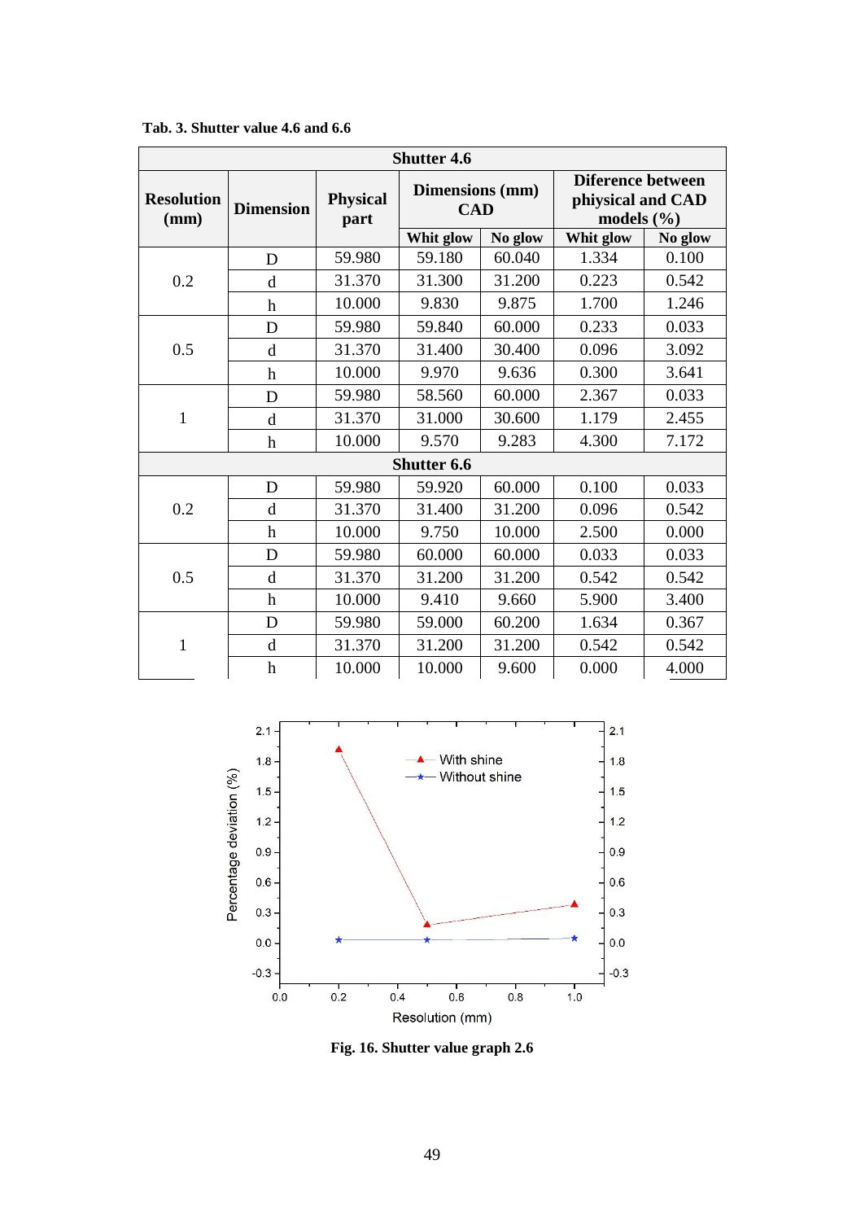**Tab. 3. Shutter value 4.6 and 6.6**

| Resolution (mm) | Dimension | Physical part | Dimensions (mm) CAD | | Diference between phiysical and CAD models (%) | |
|---|---|---|---|---|---|---|
| | | | Whit glow | No glow | Whit glow | No glow |
| **Shutter 4.6** | | | | | | |
| 0.2 | D | 59.980 | 59.180 | 60.040 | 1.334 | 0.100 |
| | d | 31.370 | 31.300 | 31.200 | 0.223 | 0.542 |
| | h | 10.000 | 9.830 | 9.875 | 1.700 | 1.246 |
| 0.5 | D | 59.980 | 59.840 | 60.000 | 0.233 | 0.033 |
| | d | 31.370 | 31.400 | 30.400 | 0.096 | 3.092 |
| | h | 10.000 | 9.970 | 9.636 | 0.300 | 3.641 |
| 1 | D | 59.980 | 58.560 | 60.000 | 2.367 | 0.033 |
| | d | 31.370 | 31.000 | 30.600 | 1.179 | 2.455 |
| | h | 10.000 | 9.570 | 9.283 | 4.300 | 7.172 |
| **Shutter 6.6** | | | | | | |
| 0.2 | D | 59.980 | 59.920 | 60.000 | 0.100 | 0.033 |
| | d | 31.370 | 31.400 | 31.200 | 0.096 | 0.542 |
| | h | 10.000 | 9.750 | 10.000 | 2.500 | 0.000 |
| 0.5 | D | 59.980 | 60.000 | 60.000 | 0.033 | 0.033 |
| | d | 31.370 | 31.200 | 31.200 | 0.542 | 0.542 |
| | h | 10.000 | 9.410 | 9.660 | 5.900 | 3.400 |
| 1 | D | 59.980 | 59.000 | 60.200 | 1.634 | 0.367 |
| | d | 31.370 | 31.200 | 31.200 | 0.542 | 0.542 |
| | h | 10.000 | 10.000 | 9.600 | 0.000 | 4.000 |

**Fig. 16. Shutter value graph 2.6**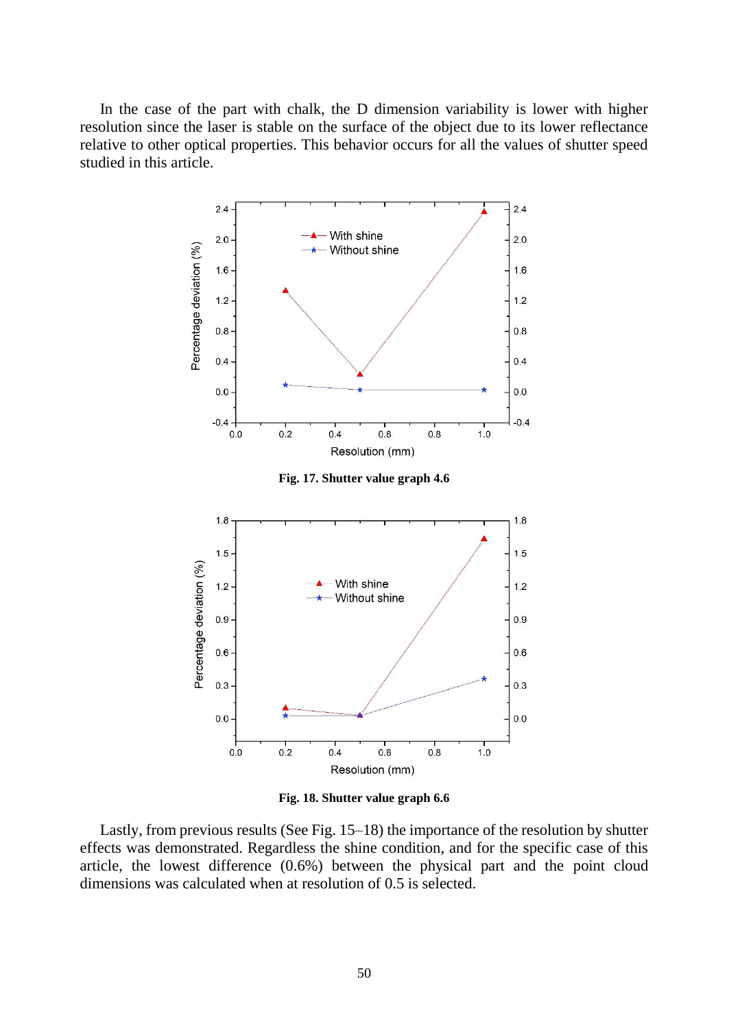In the case of the part with chalk, the D dimension variability is lower with higher resolution since the laser is stable on the surface of the object due to its lower reflectance relative to other optical properties. This behavior occurs for all the values of shutter speed studied in this article.

**Fig. 17. Shutter value graph 4.6**

**Fig. 18. Shutter value graph 6.6**

Lastly, from previous results (See Fig. 15–18) the importance of the resolution by shutter effects was demonstrated. Regardless the shine condition, and for the specific case of this article, the lowest difference (0.6%) between the physical part and the point cloud dimensions was calculated when at resolution of 0.5 is selected.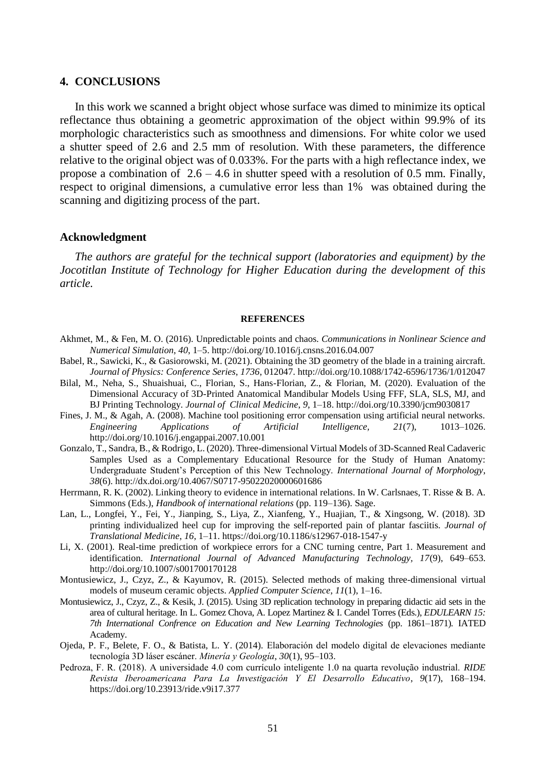## 4. CONCLUSIONS

In this work we scanned a bright object whose surface was dimed to minimize its optical reflectance thus obtaining a geometric approximation of the object within 99.9% of its morphologic characteristics such as smoothness and dimensions. For white color we used a shutter speed of 2.6 and 2.5 mm of resolution. With these parameters, the difference relative to the original object was of 0.033%. For the parts with a high reflectance index, we propose a combination of 2.6 – 4.6 in shutter speed with a resolution of 0.5 mm. Finally, respect to original dimensions, a cumulative error less than 1% was obtained during the scanning and digitizing process of the part.

### Acknowledgment

*The authors are grateful for the technical support (laboratories and equipment) by the Jocotitlan Institute of Technology for Higher Education during the development of this article.*

### REFERENCES

Akhmet, M., & Fen, M. O. (2016). Unpredictable points and chaos. *Communications in Nonlinear Science and Numerical Simulation*, *40*, 1–5. http://doi.org/10.1016/j.cnsns.2016.04.007

Babel, R., Sawicki, K., & Gasiorowski, M. (2021). Obtaining the 3D geometry of the blade in a training aircraft. *Journal of Physics: Conference Series*, *1736*, 012047. http://doi.org/10.1088/1742-6596/1736/1/012047

Bilal, M., Neha, S., Shuaishuai, C., Florian, S., Hans-Florian, Z., & Florian, M. (2020). Evaluation of the Dimensional Accuracy of 3D-Printed Anatomical Mandibular Models Using FFF, SLA, SLS, MJ, and BJ Printing Technology. *Journal of Clinical Medicine*, *9*, 1–18. http://doi.org/10.3390/jcm9030817

Fines, J. M., & Agah, A. (2008). Machine tool positioning error compensation using artificial neural networks. *Engineering Applications of Artificial Intelligence*, *21*(7), 1013–1026. http://doi.org/10.1016/j.engappai.2007.10.001

Gonzalo, T., Sandra, B., & Rodrigo, L. (2020). Three-dimensional Virtual Models of 3D-Scanned Real Cadaveric Samples Used as a Complementary Educational Resource for the Study of Human Anatomy: Undergraduate Student's Perception of this New Technology. *International Journal of Morphology*, *38*(6). http://dx.doi.org/10.4067/S0717-95022020000601686

Herrmann, R. K. (2002). Linking theory to evidence in international relations. In W. Carlsnaes, T. Risse & B. A. Simmons (Eds.), *Handbook of international relations* (pp. 119–136). Sage.

Lan, L., Longfei, Y., Fei, Y., Jianping, S., Liya, Z., Xianfeng, Y., Huajian, T., & Xingsong, W. (2018). 3D printing individualized heel cup for improving the self-reported pain of plantar fasciitis. *Journal of Translational Medicine*, *16*, 1–11. https://doi.org/10.1186/s12967-018-1547-y

Li, X. (2001). Real-time prediction of workpiece errors for a CNC turning centre, Part 1. Measurement and identification. *International Journal of Advanced Manufacturing Technology*, *17*(9), 649–653. http://doi.org/10.1007/s001700170128

Montusiewicz, J., Czyz, Z., & Kayumov, R. (2015). Selected methods of making three-dimensional virtual models of museum ceramic objects. *Applied Computer Science*, *11*(1), 1–16.

Montusiewicz, J., Czyz, Z., & Kesik, J. (2015). Using 3D replication technology in preparing didactic aid sets in the area of cultural heritage. In L. Gomez Chova, A. Lopez Martinez & I. Candel Torres (Eds.), *EDULEARN 15: 7th International Confrence on Education and New Learning Technologies* (pp. 1861–1871). IATED Academy.

Ojeda, P. F., Belete, F. O., & Batista, L. Y. (2014). Elaboración del modelo digital de elevaciones mediante tecnología 3D láser escáner. *Minería y Geología*, *30*(1), 95–103.

Pedroza, F. R. (2018). A universidade 4.0 com currículo inteligente 1.0 na quarta revolução industrial. *RIDE Revista Iberoamericana Para La Investigación Y El Desarrollo Educativo*, *9*(17), 168–194. https://doi.org/10.23913/ride.v9i17.377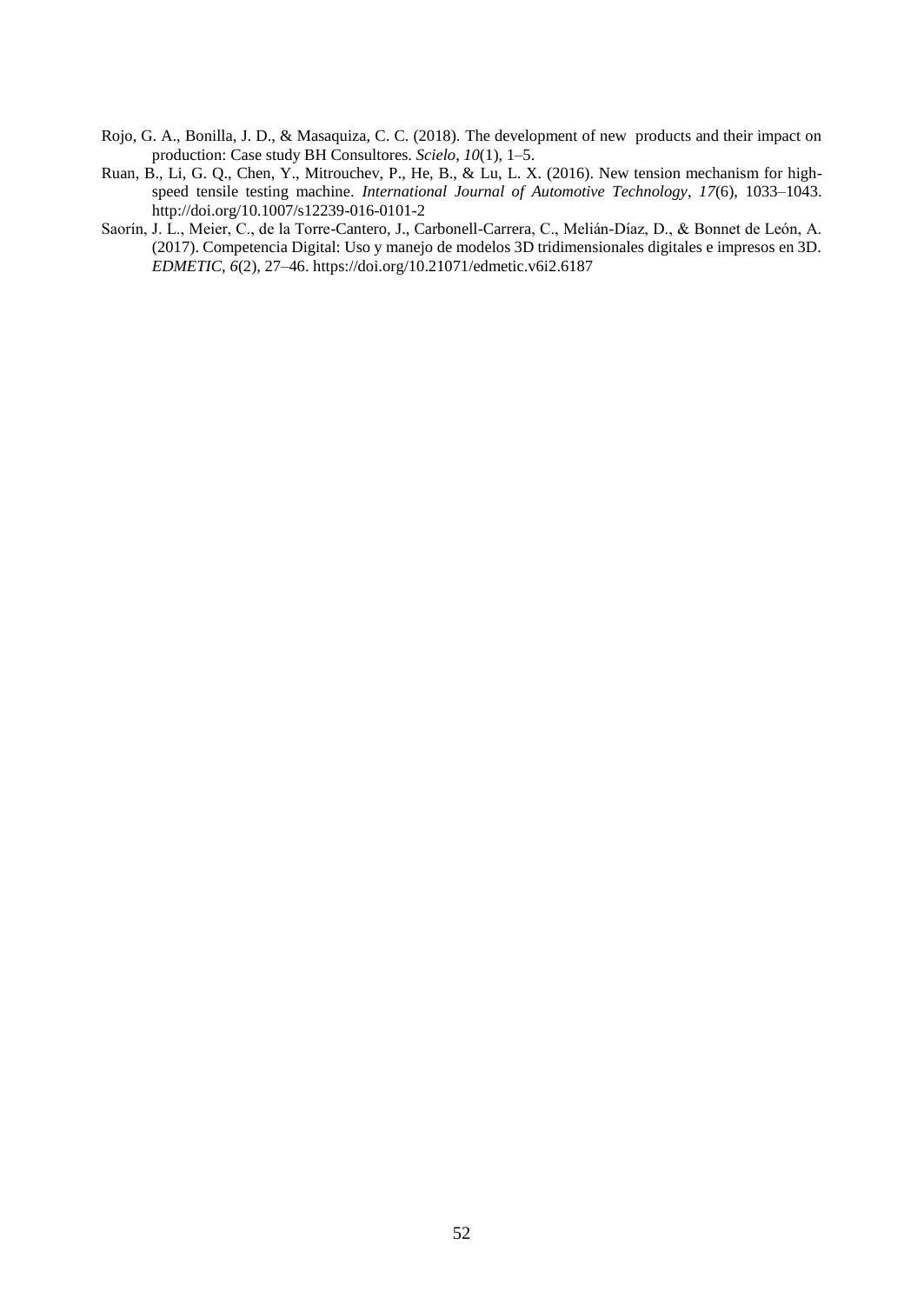Rojo, G. A., Bonilla, J. D., & Masaquiza, C. C. (2018). The development of new  products and their impact on production: Case study BH Consultores. *Scielo*, *10*(1), 1–5.

Ruan, B., Li, G. Q., Chen, Y., Mitrouchev, P., He, B., & Lu, L. X. (2016). New tension mechanism for high-speed tensile testing machine. *International Journal of Automotive Technology*, *17*(6), 1033–1043. http://doi.org/10.1007/s12239-016-0101-2

Saorín, J. L., Meier, C., de la Torre-Cantero, J., Carbonell-Carrera, C., Melián-Díaz, D., & Bonnet de León, A. (2017). Competencia Digital: Uso y manejo de modelos 3D tridimensionales digitales e impresos en 3D. *EDMETIC*, *6*(2), 27–46. https://doi.org/10.21071/edmetic.v6i2.6187